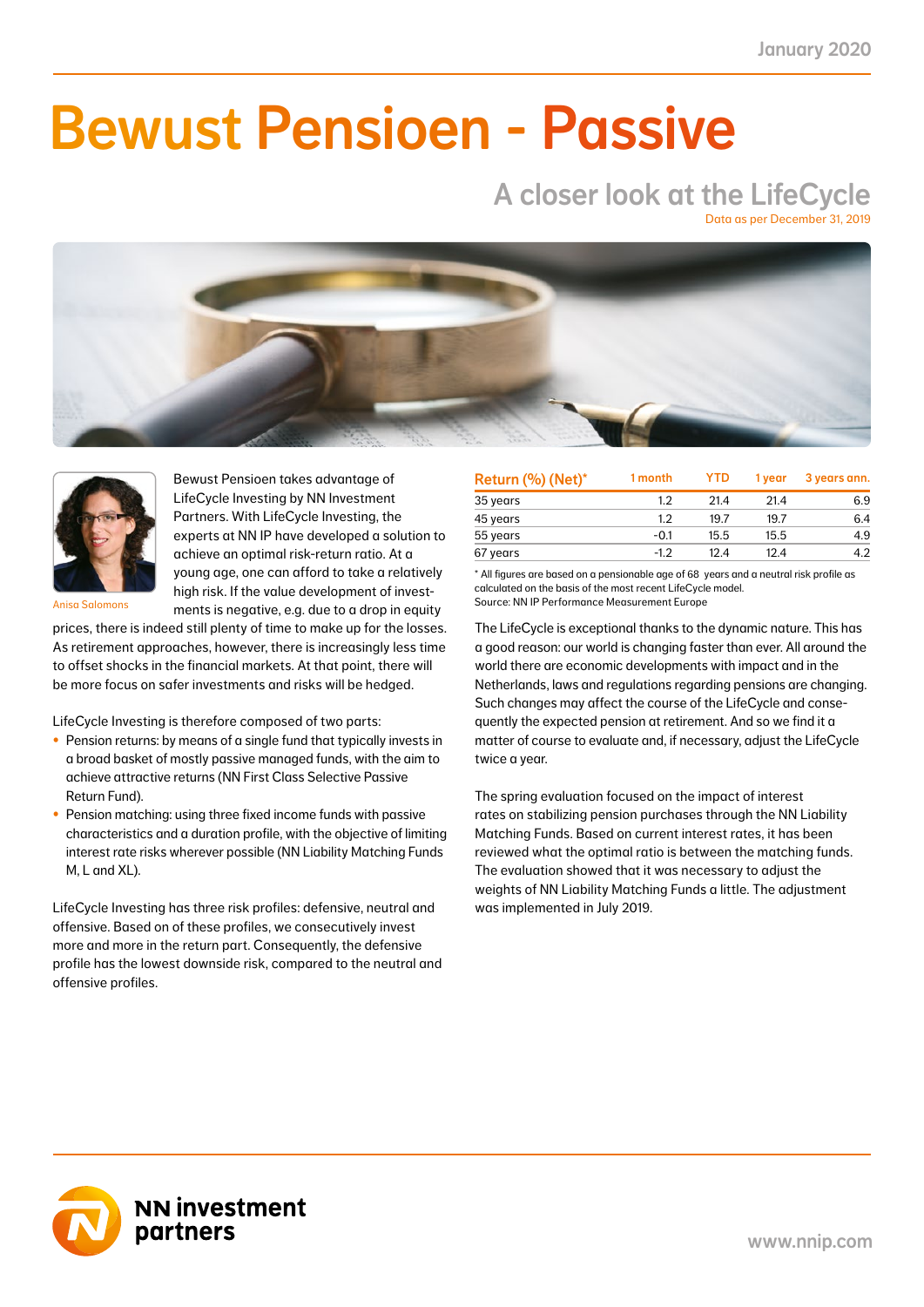January 2020

# Bewust Pensioen - Passive

## A closer look at the LifeCycle

Data as per December 31, 2019

Anisa Salomons

Bewust Pensioen takes advantage of LifeCycle Investing by NN Investment Partners. With LifeCycle Investing, the experts at NN IP have developed a solution to achieve an optimal risk-return ratio. At a young age, one can afford to take a relatively high risk. If the value development of investments is negative, e.g. due to a drop in equity prices, there is indeed still plenty of time to make up for the losses. As retirement approaches, however, there is increasingly less time to offset shocks in the financial markets. At that point, there will be more focus on safer investments and risks will be hedged.

LifeCycle Investing is therefore composed of two parts:

- Pension returns: by means of a single fund that typically invests in a broad basket of mostly passive managed funds, with the aim to achieve attractive returns (NN First Class Selective Passive Return Fund).
- Pension matching: using three fixed income funds with passive characteristics and a duration profile, with the objective of limiting interest rate risks wherever possible (NN Liability Matching Funds M, L and XL).

LifeCycle Investing has three risk profiles: defensive, neutral and offensive. Based on of these profiles, we consecutively invest more and more in the return part. Consequently, the defensive profile has the lowest downside risk, compared to the neutral and offensive profiles.

| Return (%) (Net)* | 1 month | YTD | 1 year | 3 years ann. |
|---|---|---|---|---|
| 35 years | 1.2 | 21.4 | 21.4 | 6.9 |
| 45 years | 1.2 | 19.7 | 19.7 | 6.4 |
| 55 years | -0.1 | 15.5 | 15.5 | 4.9 |
| 67 years | -1.2 | 12.4 | 12.4 | 4.2 |

* All figures are based on a pensionable age of 68 years and a neutral risk profile as calculated on the basis of the most recent LifeCycle model.
Source: NN IP Performance Measurement Europe

The LifeCycle is exceptional thanks to the dynamic nature. This has a good reason: our world is changing faster than ever. All around the world there are economic developments with impact and in the Netherlands, laws and regulations regarding pensions are changing. Such changes may affect the course of the LifeCycle and consequently the expected pension at retirement. And so we find it a matter of course to evaluate and, if necessary, adjust the LifeCycle twice a year.

The spring evaluation focused on the impact of interest rates on stabilizing pension purchases through the NN Liability Matching Funds. Based on current interest rates, it has been reviewed what the optimal ratio is between the matching funds. The evaluation showed that it was necessary to adjust the weights of NN Liability Matching Funds a little. The adjustment was implemented in July 2019.

NN investment partners

www.nnip.com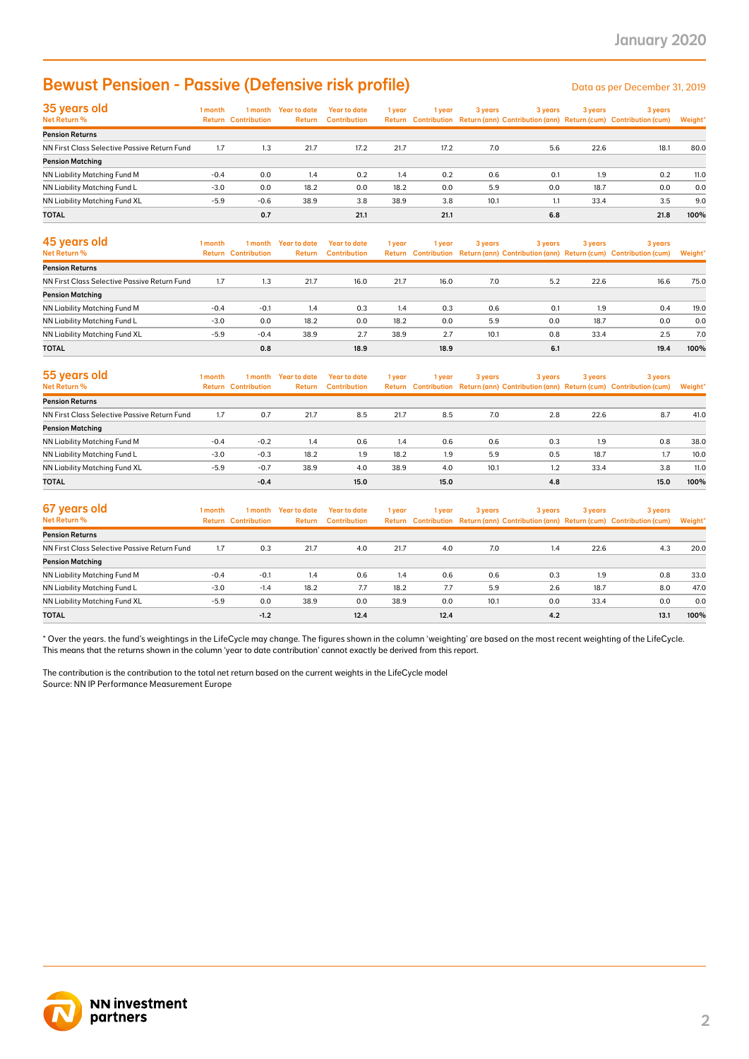# Bewust Pensioen - Passive (Defensive risk profile)

Data as per December 31, 2019

## 35 years old

| Net Return % | 1 month Return | 1 month Contribution | Year to date Return | Year to date Contribution | 1 year Return | 1 year Contribution | 3 years Return (ann) | 3 years Contribution (ann) | 3 years Return (cum) | 3 years Contribution (cum) | Weight* |
|---|---|---|---|---|---|---|---|---|---|---|---|
| **Pension Returns** | | | | | | | | | | | |
| NN First Class Selective Passive Return Fund | 1.7 | 1.3 | 21.7 | 17.2 | 21.7 | 17.2 | 7.0 | 5.6 | 22.6 | 18.1 | 80.0 |
| **Pension Matching** | | | | | | | | | | | |
| NN Liability Matching Fund M | -0.4 | 0.0 | 1.4 | 0.2 | 1.4 | 0.2 | 0.6 | 0.1 | 1.9 | 0.2 | 11.0 |
| NN Liability Matching Fund L | -3.0 | 0.0 | 18.2 | 0.0 | 18.2 | 0.0 | 5.9 | 0.0 | 18.7 | 0.0 | 0.0 |
| NN Liability Matching Fund XL | -5.9 | -0.6 | 38.9 | 3.8 | 38.9 | 3.8 | 10.1 | 1.1 | 33.4 | 3.5 | 9.0 |
| **TOTAL** | | **0.7** | | **21.1** | | **21.1** | | **6.8** | | **21.8** | **100%** |

## 45 years old

| Net Return % | 1 month Return | 1 month Contribution | Year to date Return | Year to date Contribution | 1 year Return | 1 year Contribution | 3 years Return (ann) | 3 years Contribution (ann) | 3 years Return (cum) | 3 years Contribution (cum) | Weight* |
|---|---|---|---|---|---|---|---|---|---|---|---|
| **Pension Returns** | | | | | | | | | | | |
| NN First Class Selective Passive Return Fund | 1.7 | 1.3 | 21.7 | 16.0 | 21.7 | 16.0 | 7.0 | 5.2 | 22.6 | 16.6 | 75.0 |
| **Pension Matching** | | | | | | | | | | | |
| NN Liability Matching Fund M | -0.4 | -0.1 | 1.4 | 0.3 | 1.4 | 0.3 | 0.6 | 0.1 | 1.9 | 0.4 | 19.0 |
| NN Liability Matching Fund L | -3.0 | 0.0 | 18.2 | 0.0 | 18.2 | 0.0 | 5.9 | 0.0 | 18.7 | 0.0 | 0.0 |
| NN Liability Matching Fund XL | -5.9 | -0.4 | 38.9 | 2.7 | 38.9 | 2.7 | 10.1 | 0.8 | 33.4 | 2.5 | 7.0 |
| **TOTAL** | | **0.8** | | **18.9** | | **18.9** | | **6.1** | | **19.4** | **100%** |

## 55 years old

| Net Return % | 1 month Return | 1 month Contribution | Year to date Return | Year to date Contribution | 1 year Return | 1 year Contribution | 3 years Return (ann) | 3 years Contribution (ann) | 3 years Return (cum) | 3 years Contribution (cum) | Weight* |
|---|---|---|---|---|---|---|---|---|---|---|---|
| **Pension Returns** | | | | | | | | | | | |
| NN First Class Selective Passive Return Fund | 1.7 | 0.7 | 21.7 | 8.5 | 21.7 | 8.5 | 7.0 | 2.8 | 22.6 | 8.7 | 41.0 |
| **Pension Matching** | | | | | | | | | | | |
| NN Liability Matching Fund M | -0.4 | -0.2 | 1.4 | 0.6 | 1.4 | 0.6 | 0.6 | 0.3 | 1.9 | 0.8 | 38.0 |
| NN Liability Matching Fund L | -3.0 | -0.3 | 18.2 | 1.9 | 18.2 | 1.9 | 5.9 | 0.5 | 18.7 | 1.7 | 10.0 |
| NN Liability Matching Fund XL | -5.9 | -0.7 | 38.9 | 4.0 | 38.9 | 4.0 | 10.1 | 1.2 | 33.4 | 3.8 | 11.0 |
| **TOTAL** | | **-0.4** | | **15.0** | | **15.0** | | **4.8** | | **15.0** | **100%** |

## 67 years old

| Net Return % | 1 month Return | 1 month Contribution | Year to date Return | Year to date Contribution | 1 year Return | 1 year Contribution | 3 years Return (ann) | 3 years Contribution (ann) | 3 years Return (cum) | 3 years Contribution (cum) | Weight* |
|---|---|---|---|---|---|---|---|---|---|---|---|
| **Pension Returns** | | | | | | | | | | | |
| NN First Class Selective Passive Return Fund | 1.7 | 0.3 | 21.7 | 4.0 | 21.7 | 4.0 | 7.0 | 1.4 | 22.6 | 4.3 | 20.0 |
| **Pension Matching** | | | | | | | | | | | |
| NN Liability Matching Fund M | -0.4 | -0.1 | 1.4 | 0.6 | 1.4 | 0.6 | 0.6 | 0.3 | 1.9 | 0.8 | 33.0 |
| NN Liability Matching Fund L | -3.0 | -1.4 | 18.2 | 7.7 | 18.2 | 7.7 | 5.9 | 2.6 | 18.7 | 8.0 | 47.0 |
| NN Liability Matching Fund XL | -5.9 | 0.0 | 38.9 | 0.0 | 38.9 | 0.0 | 10.1 | 0.0 | 33.4 | 0.0 | 0.0 |
| **TOTAL** | | **-1.2** | | **12.4** | | **12.4** | | **4.2** | | **13.1** | **100%** |

* Over the years. the fund's weightings in the LifeCycle may change. The figures shown in the column 'weighting' are based on the most recent weighting of the LifeCycle. This means that the returns shown in the column 'year to date contribution' cannot exactly be derived from this report.

The contribution is the contribution to the total net return based on the current weights in the LifeCycle model
Source: NN IP Performance Measurement Europe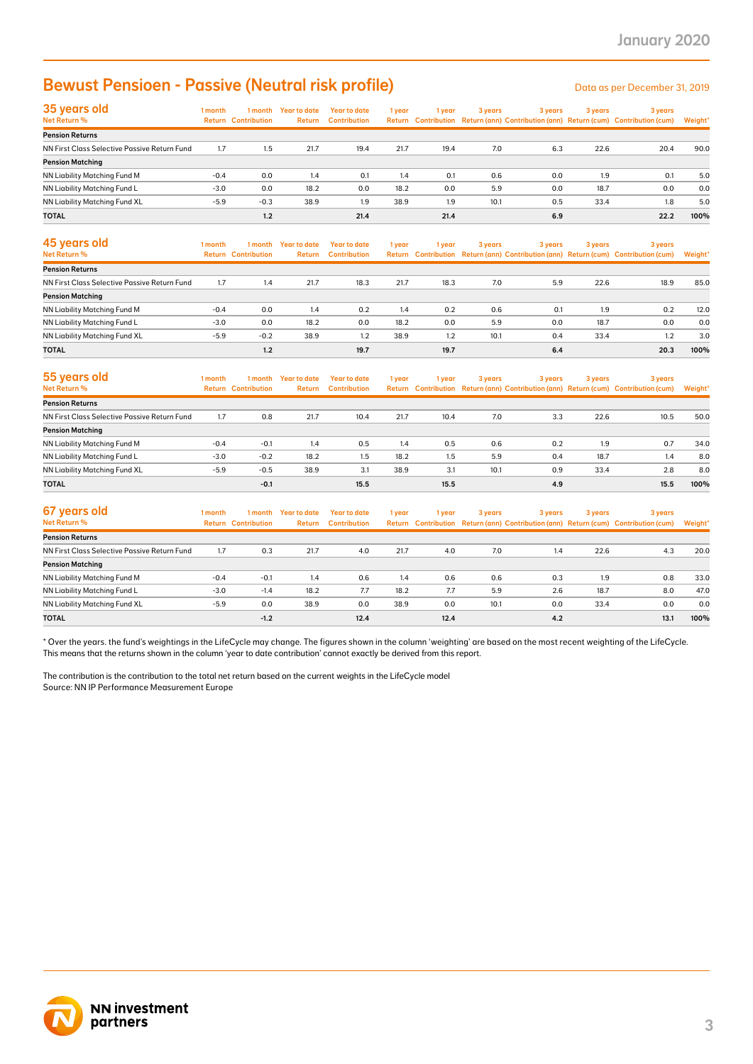# Bewust Pensioen - Passive (Neutral risk profile)

Data as per December 31, 2019

| 35 years old<br>Net Return % | 1 month Return | 1 month Contribution | Year to date Return | Year to date Contribution | 1 year Return | 1 year Contribution | 3 years Return (ann) | 3 years Contribution (ann) | 3 years Return (cum) | 3 years Contribution (cum) | Weight* |
|---|---|---|---|---|---|---|---|---|---|---|---|
| **Pension Returns** | | | | | | | | | | | |
| NN First Class Selective Passive Return Fund | 1.7 | 1.5 | 21.7 | 19.4 | 21.7 | 19.4 | 7.0 | 6.3 | 22.6 | 20.4 | 90.0 |
| **Pension Matching** | | | | | | | | | | | |
| NN Liability Matching Fund M | -0.4 | 0.0 | 1.4 | 0.1 | 1.4 | 0.1 | 0.6 | 0.0 | 1.9 | 0.1 | 5.0 |
| NN Liability Matching Fund L | -3.0 | 0.0 | 18.2 | 0.0 | 18.2 | 0.0 | 5.9 | 0.0 | 18.7 | 0.0 | 0.0 |
| NN Liability Matching Fund XL | -5.9 | -0.3 | 38.9 | 1.9 | 38.9 | 1.9 | 10.1 | 0.5 | 33.4 | 1.8 | 5.0 |
| **TOTAL** | | **1.2** | | **21.4** | | **21.4** | | **6.9** | | **22.2** | **100%** |

| 45 years old<br>Net Return % | 1 month Return | 1 month Contribution | Year to date Return | Year to date Contribution | 1 year Return | 1 year Contribution | 3 years Return (ann) | 3 years Contribution (ann) | 3 years Return (cum) | 3 years Contribution (cum) | Weight* |
|---|---|---|---|---|---|---|---|---|---|---|---|
| **Pension Returns** | | | | | | | | | | | |
| NN First Class Selective Passive Return Fund | 1.7 | 1.4 | 21.7 | 18.3 | 21.7 | 18.3 | 7.0 | 5.9 | 22.6 | 18.9 | 85.0 |
| **Pension Matching** | | | | | | | | | | | |
| NN Liability Matching Fund M | -0.4 | 0.0 | 1.4 | 0.2 | 1.4 | 0.2 | 0.6 | 0.1 | 1.9 | 0.2 | 12.0 |
| NN Liability Matching Fund L | -3.0 | 0.0 | 18.2 | 0.0 | 18.2 | 0.0 | 5.9 | 0.0 | 18.7 | 0.0 | 0.0 |
| NN Liability Matching Fund XL | -5.9 | -0.2 | 38.9 | 1.2 | 38.9 | 1.2 | 10.1 | 0.4 | 33.4 | 1.2 | 3.0 |
| **TOTAL** | | **1.2** | | **19.7** | | **19.7** | | **6.4** | | **20.3** | **100%** |

| 55 years old<br>Net Return % | 1 month Return | 1 month Contribution | Year to date Return | Year to date Contribution | 1 year Return | 1 year Contribution | 3 years Return (ann) | 3 years Contribution (ann) | 3 years Return (cum) | 3 years Contribution (cum) | Weight* |
|---|---|---|---|---|---|---|---|---|---|---|---|
| **Pension Returns** | | | | | | | | | | | |
| NN First Class Selective Passive Return Fund | 1.7 | 0.8 | 21.7 | 10.4 | 21.7 | 10.4 | 7.0 | 3.3 | 22.6 | 10.5 | 50.0 |
| **Pension Matching** | | | | | | | | | | | |
| NN Liability Matching Fund M | -0.4 | -0.1 | 1.4 | 0.5 | 1.4 | 0.5 | 0.6 | 0.2 | 1.9 | 0.7 | 34.0 |
| NN Liability Matching Fund L | -3.0 | -0.2 | 18.2 | 1.5 | 18.2 | 1.5 | 5.9 | 0.4 | 18.7 | 1.4 | 8.0 |
| NN Liability Matching Fund XL | -5.9 | -0.5 | 38.9 | 3.1 | 38.9 | 3.1 | 10.1 | 0.9 | 33.4 | 2.8 | 8.0 |
| **TOTAL** | | **-0.1** | | **15.5** | | **15.5** | | **4.9** | | **15.5** | **100%** |

| 67 years old<br>Net Return % | 1 month Return | 1 month Contribution | Year to date Return | Year to date Contribution | 1 year Return | 1 year Contribution | 3 years Return (ann) | 3 years Contribution (ann) | 3 years Return (cum) | 3 years Contribution (cum) | Weight* |
|---|---|---|---|---|---|---|---|---|---|---|---|
| **Pension Returns** | | | | | | | | | | | |
| NN First Class Selective Passive Return Fund | 1.7 | 0.3 | 21.7 | 4.0 | 21.7 | 4.0 | 7.0 | 1.4 | 22.6 | 4.3 | 20.0 |
| **Pension Matching** | | | | | | | | | | | |
| NN Liability Matching Fund M | -0.4 | -0.1 | 1.4 | 0.6 | 1.4 | 0.6 | 0.6 | 0.3 | 1.9 | 0.8 | 33.0 |
| NN Liability Matching Fund L | -3.0 | -1.4 | 18.2 | 7.7 | 18.2 | 7.7 | 5.9 | 2.6 | 18.7 | 8.0 | 47.0 |
| NN Liability Matching Fund XL | -5.9 | 0.0 | 38.9 | 0.0 | 38.9 | 0.0 | 10.1 | 0.0 | 33.4 | 0.0 | 0.0 |
| **TOTAL** | | **-1.2** | | **12.4** | | **12.4** | | **4.2** | | **13.1** | **100%** |

* Over the years. the fund's weightings in the LifeCycle may change. The figures shown in the column 'weighting' are based on the most recent weighting of the LifeCycle. This means that the returns shown in the column 'year to date contribution' cannot exactly be derived from this report.

The contribution is the contribution to the total net return based on the current weights in the LifeCycle model
Source: NN IP Performance Measurement Europe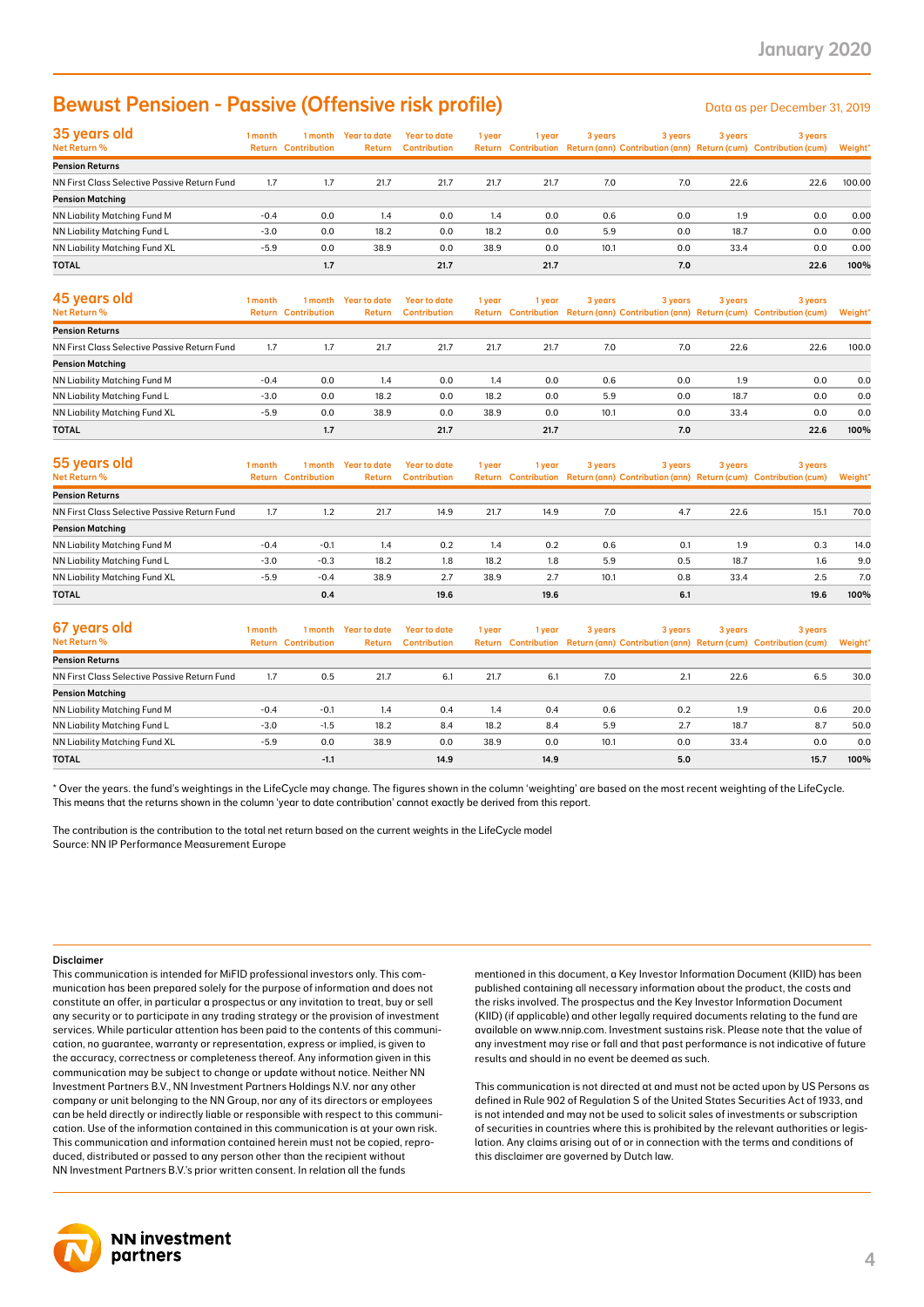# Bewust Pensioen - Passive (Offensive risk profile)

Data as per December 31, 2019

| **35 years old** Net Return % | 1 month Return | 1 month Contribution | Year to date Return | Year to date Contribution | 1 year Return | 1 year Contribution | 3 years Return (ann) | 3 years Contribution (ann) | 3 years Return (cum) | 3 years Contribution (cum) | Weight* |
|---|---|---|---|---|---|---|---|---|---|---|---|
| **Pension Returns** | | | | | | | | | | | |
| NN First Class Selective Passive Return Fund | 1.7 | 1.7 | 21.7 | 21.7 | 21.7 | 21.7 | 7.0 | 7.0 | 22.6 | 22.6 | 100.00 |
| **Pension Matching** | | | | | | | | | | | |
| NN Liability Matching Fund M | -0.4 | 0.0 | 1.4 | 0.0 | 1.4 | 0.0 | 0.6 | 0.0 | 1.9 | 0.0 | 0.00 |
| NN Liability Matching Fund L | -3.0 | 0.0 | 18.2 | 0.0 | 18.2 | 0.0 | 5.9 | 0.0 | 18.7 | 0.0 | 0.00 |
| NN Liability Matching Fund XL | -5.9 | 0.0 | 38.9 | 0.0 | 38.9 | 0.0 | 10.1 | 0.0 | 33.4 | 0.0 | 0.00 |
| **TOTAL** | | **1.7** | | **21.7** | | **21.7** | | **7.0** | | **22.6** | **100%** |

| **45 years old** Net Return % | 1 month Return | 1 month Contribution | Year to date Return | Year to date Contribution | 1 year Return | 1 year Contribution | 3 years Return (ann) | 3 years Contribution (ann) | 3 years Return (cum) | 3 years Contribution (cum) | Weight* |
|---|---|---|---|---|---|---|---|---|---|---|---|
| **Pension Returns** | | | | | | | | | | | |
| NN First Class Selective Passive Return Fund | 1.7 | 1.7 | 21.7 | 21.7 | 21.7 | 21.7 | 7.0 | 7.0 | 22.6 | 22.6 | 100.0 |
| **Pension Matching** | | | | | | | | | | | |
| NN Liability Matching Fund M | -0.4 | 0.0 | 1.4 | 0.0 | 1.4 | 0.0 | 0.6 | 0.0 | 1.9 | 0.0 | 0.0 |
| NN Liability Matching Fund L | -3.0 | 0.0 | 18.2 | 0.0 | 18.2 | 0.0 | 5.9 | 0.0 | 18.7 | 0.0 | 0.0 |
| NN Liability Matching Fund XL | -5.9 | 0.0 | 38.9 | 0.0 | 38.9 | 0.0 | 10.1 | 0.0 | 33.4 | 0.0 | 0.0 |
| **TOTAL** | | **1.7** | | **21.7** | | **21.7** | | **7.0** | | **22.6** | **100%** |

| **55 years old** Net Return % | 1 month Return | 1 month Contribution | Year to date Return | Year to date Contribution | 1 year Return | 1 year Contribution | 3 years Return (ann) | 3 years Contribution (ann) | 3 years Return (cum) | 3 years Contribution (cum) | Weight* |
|---|---|---|---|---|---|---|---|---|---|---|---|
| **Pension Returns** | | | | | | | | | | | |
| NN First Class Selective Passive Return Fund | 1.7 | 1.2 | 21.7 | 14.9 | 21.7 | 14.9 | 7.0 | 4.7 | 22.6 | 15.1 | 70.0 |
| **Pension Matching** | | | | | | | | | | | |
| NN Liability Matching Fund M | -0.4 | -0.1 | 1.4 | 0.2 | 1.4 | 0.2 | 0.6 | 0.1 | 1.9 | 0.3 | 14.0 |
| NN Liability Matching Fund L | -3.0 | -0.3 | 18.2 | 1.8 | 18.2 | 1.8 | 5.9 | 0.5 | 18.7 | 1.6 | 9.0 |
| NN Liability Matching Fund XL | -5.9 | -0.4 | 38.9 | 2.7 | 38.9 | 2.7 | 10.1 | 0.8 | 33.4 | 2.5 | 7.0 |
| **TOTAL** | | **0.4** | | **19.6** | | **19.6** | | **6.1** | | **19.6** | **100%** |

| **67 years old** Net Return % | 1 month Return | 1 month Contribution | Year to date Return | Year to date Contribution | 1 year Return | 1 year Contribution | 3 years Return (ann) | 3 years Contribution (ann) | 3 years Return (cum) | 3 years Contribution (cum) | Weight* |
|---|---|---|---|---|---|---|---|---|---|---|---|
| **Pension Returns** | | | | | | | | | | | |
| NN First Class Selective Passive Return Fund | 1.7 | 0.5 | 21.7 | 6.1 | 21.7 | 6.1 | 7.0 | 2.1 | 22.6 | 6.5 | 30.0 |
| **Pension Matching** | | | | | | | | | | | |
| NN Liability Matching Fund M | -0.4 | -0.1 | 1.4 | 0.4 | 1.4 | 0.4 | 0.6 | 0.2 | 1.9 | 0.6 | 20.0 |
| NN Liability Matching Fund L | -3.0 | -1.5 | 18.2 | 8.4 | 18.2 | 8.4 | 5.9 | 2.7 | 18.7 | 8.7 | 50.0 |
| NN Liability Matching Fund XL | -5.9 | 0.0 | 38.9 | 0.0 | 38.9 | 0.0 | 10.1 | 0.0 | 33.4 | 0.0 | 0.0 |
| **TOTAL** | | **-1.1** | | **14.9** | | **14.9** | | **5.0** | | **15.7** | **100%** |

\* Over the years. the fund's weightings in the LifeCycle may change. The figures shown in the column 'weighting' are based on the most recent weighting of the LifeCycle. This means that the returns shown in the column 'year to date contribution' cannot exactly be derived from this report.

The contribution is the contribution to the total net return based on the current weights in the LifeCycle model
Source: NN IP Performance Measurement Europe

**Disclaimer**

This communication is intended for MiFID professional investors only. This communication has been prepared solely for the purpose of information and does not constitute an offer, in particular a prospectus or any invitation to treat, buy or sell any security or to participate in any trading strategy or the provision of investment services. While particular attention has been paid to the contents of this communication, no guarantee, warranty or representation, express or implied, is given to the accuracy, correctness or completeness thereof. Any information given in this communication may be subject to change or update without notice. Neither NN Investment Partners B.V., NN Investment Partners Holdings N.V. nor any other company or unit belonging to the NN Group, nor any of its directors or employees can be held directly or indirectly liable or responsible with respect to this communication. Use of the information contained in this communication is at your own risk. This communication and information contained herein must not be copied, reproduced, distributed or passed to any person other than the recipient without NN Investment Partners B.V.'s prior written consent. In relation all the funds mentioned in this document, a Key Investor Information Document (KIID) has been published containing all necessary information about the product, the costs and the risks involved. The prospectus and the Key Investor Information Document (KIID) (if applicable) and other legally required documents relating to the fund are available on www.nnip.com. Investment sustains risk. Please note that the value of any investment may rise or fall and that past performance is not indicative of future results and should in no event be deemed as such.

This communication is not directed at and must not be acted upon by US Persons as defined in Rule 902 of Regulation S of the United States Securities Act of 1933, and is not intended and may not be used to solicit sales of investments or subscription of securities in countries where this is prohibited by the relevant authorities or legislation. Any claims arising out of or in connection with the terms and conditions of this disclaimer are governed by Dutch law.

NN investment partners